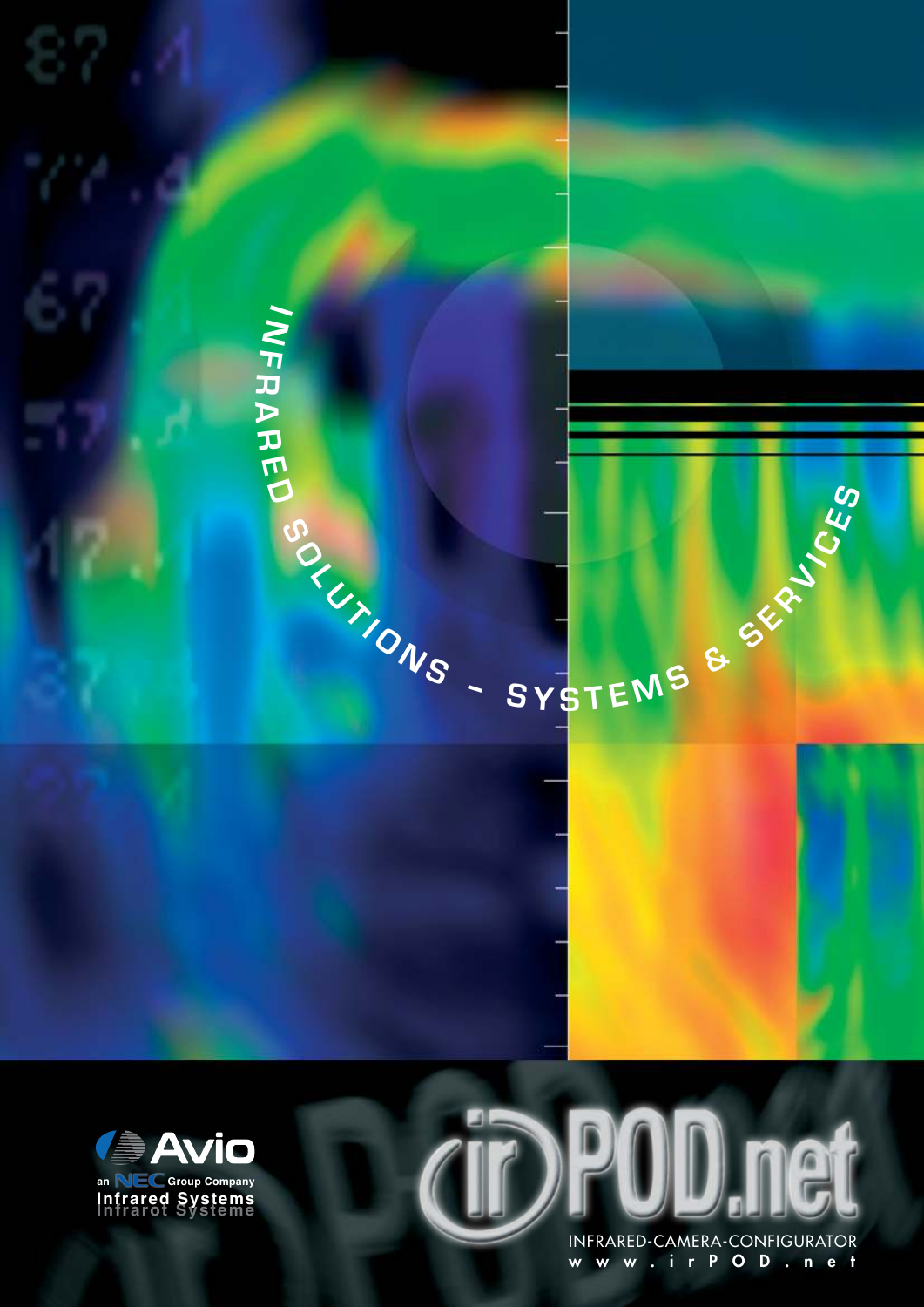INFRARED SOLUTIONS – SYSTEMS & SERVICES

Avio

an NEC Group Company

Infrared Systems

Infrarot Systeme

irPOD.net

INFRARED-CAMERA-CONFIGURATOR

www.irPOD.net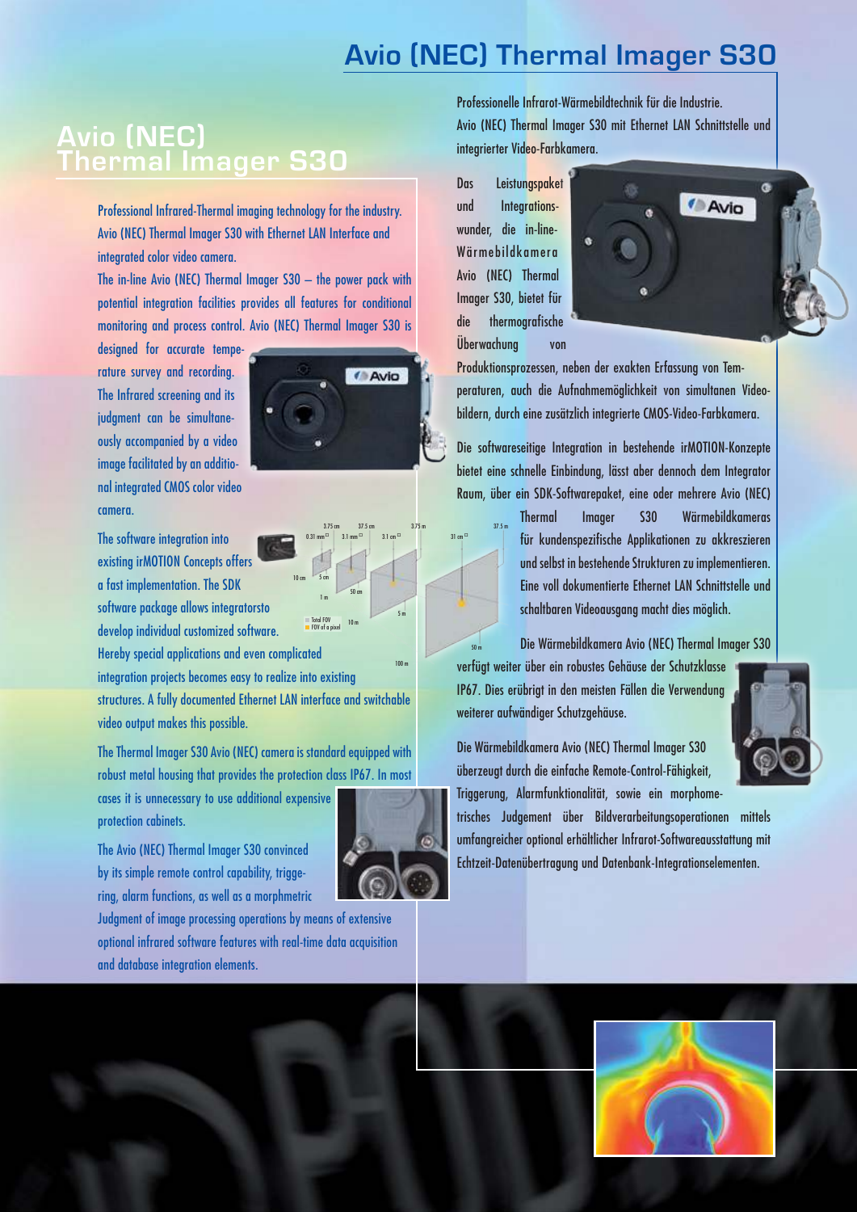# Avio (NEC) Thermal Imager S30

## Avio (NEC) Thermal Imager S30

Professional Infrared-Thermal imaging technology for the industry. Avio (NEC) Thermal Imager S30 with Ethernet LAN Interface and integrated color video camera.

The in-line Avio (NEC) Thermal Imager S30 – the power pack with potential integration facilities provides all features for conditional monitoring and process control. Avio (NEC) Thermal Imager S30 is designed for accurate temperature survey and recording. The Infrared screening and its judgment can be simultaneously accompanied by a video image facilitated by an additional integrated CMOS color video camera.

The software integration into existing irMOTION Concepts offers a fast implementation. The SDK software package allows integratorsto develop individual customized software. Hereby special applications and even complicated integration projects becomes easy to realize into existing structures. A fully documented Ethernet LAN interface and switchable video output makes this possible.

The Thermal Imager S30 Avio (NEC) camera is standard equipped with robust metal housing that provides the protection class IP67. In most cases it is unnecessary to use additional expensive protection cabinets.

The Avio (NEC) Thermal Imager S30 convinced by its simple remote control capability, triggering, alarm functions, as well as a morphmetric Judgment of image processing operations by means of extensive optional infrared software features with real-time data acquisition and database integration elements.

Professionelle Infrarot-Wärmebildtechnik für die Industrie. Avio (NEC) Thermal Imager S30 mit Ethernet LAN Schnittstelle und integrierter Video-Farbkamera.

Das Leistungspaket und Integrationswunder, die in-line-Wärmebildkamera Avio (NEC) Thermal Imager S30, bietet für die thermografische Überwachung von Produktionsprozessen, neben der exakten Erfassung von Temperaturen, auch die Aufnahmemöglichkeit von simultanen Videobildern, durch eine zusätzlich integrierte CMOS-Video-Farbkamera.

Die softwareseitige Integration in bestehende irMOTION-Konzepte bietet eine schnelle Einbindung, lässt aber dennoch dem Integrator Raum, über ein SDK-Softwarepaket, eine oder mehrere Avio (NEC) Thermal Imager S30 Wärmebildkameras für kundenspezifische Applikationen zu akkreszieren und selbst in bestehende Strukturen zu implementieren. Eine voll dokumentierte Ethernet LAN Schnittstelle und schaltbaren Videoausgang macht dies möglich.

Die Wärmebildkamera Avio (NEC) Thermal Imager S30 verfügt weiter über ein robustes Gehäuse der Schutzklasse IP67. Dies erübrigt in den meisten Fällen die Verwendung weiterer aufwändiger Schutzgehäuse.

Die Wärmebildkamera Avio (NEC) Thermal Imager S30 überzeugt durch die einfache Remote-Control-Fähigkeit, Triggerung, Alarmfunktionalität, sowie ein morphometrisches Judgement über Bildverarbeitungsoperationen mittels umfangreicher optional erhältlicher Infrarot-Softwareausstattung mit Echtzeit-Datenübertragung und Datenbank-Integrationselementen.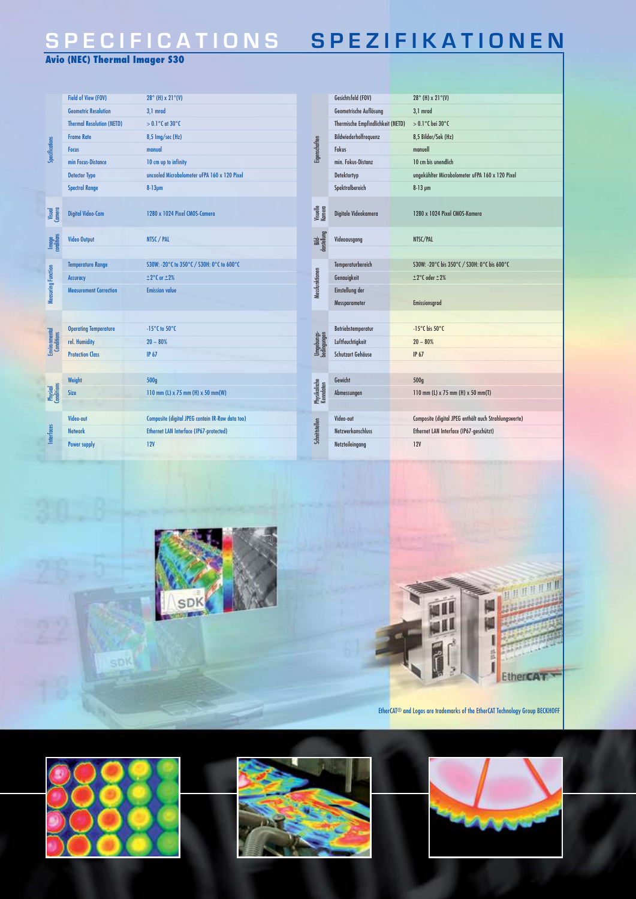# SPECIFICATIONS SPEZIFIKATIONEN

**Avio (NEC) Thermal Imager S30**

| | | |
|---|---|---|
| Specifications | Field of View (FOV) | 28° (H) x 21°(V) |
| | Geometric Resolution | 3,1 mrad |
| | Thermal Resolution (NETD) | > 0.1°C at 30°C |
| | Frame Rate | 8,5 Img/sec (Hz) |
| | Focus | manual |
| | min Focus-Distance | 10 cm up to infinity |
| | Detector Type | uncooled Microbolometer uFPA 160 x 120 Pixel |
| | Spectral Range | 8-13µm |
| Visual Camera | Digital Video-Cam | 1280 x 1024 Pixel CMOS-Camera |
| Image conditions | Video Output | NTSC / PAL |
| Measuring Function | Temperature Range | S30W: -20°C to 350°C / S30H: 0°C to 600°C |
| | Accuracy | ±2°C or ±2% |
| | Measurement Correction | Emission value |
| Environmental Conditions | Operating Temperature | -15°C to 50°C |
| | rel. Humidity | 20 ~ 80% |
| | Protection Class | IP 67 |
| Physical Conditions | Weight | 500g |
| | Size | 110 mm (L) x 75 mm (H) x 50 mm(W) |
| Interfaces | Video-out | Composite (digital JPEG contain IR-Raw data too) |
| | Network | Ethernet LAN Interface (IP67-protected) |
| | Power supply | 12V |

| | | |
|---|---|---|
| Eigenschaften | Gesichtsfeld (FOV) | 28° (H) x 21°(V) |
| | Geometrische Auflösung | 3,1 mrad |
| | Thermische Empfindlichkeit (NETD) | > 0.1°C bei 30°C |
| | Bildwiederholfrequenz | 8,5 Bilder/Sek (Hz) |
| | Fokus | manuell |
| | min. Fokus-Distanz | 10 cm bis unendlich |
| | Detektortyp | ungekühlter Microbolometer uFPA 160 x 120 Pixel |
| | Spektralbereich | 8-13 µm |
| Visuelle Kamera | Digitale Videokamera | 1280 x 1024 Pixel CMOS-Kamera |
| Bild-darstellung | Videoausgang | NTSC/PAL |
| Messfunktionen | Temperaturbereich | S30W: -20°C bis 350°C / S30H: 0°C bis 600°C |
| | Genauigkeit | ±2°C oder ±2% |
| | Einstellung der Messparameter | Emissionsgrad |
| Umgebungs-bedingungen | Betriebstemperatur | -15°C bis 50°C |
| | Luftfeuchtigkeit | 20 ~ 80% |
| | Schutzart Gehäuse | IP 67 |
| Physikalische Kenndaten | Gewicht | 500g |
| | Abmessungen | 110 mm (L) x 75 mm (H) x 50 mm(T) |
| Schnittstellen | Video-out | Composite (digital JPEG enthält auch Strahlungswerte) |
| | Netzwerkanschluss | Ethernet LAN Interface (IP67-geschützt) |
| | Netzteileingang | 12V |

EtherCAT® and Logos are trademarks of the EtherCAT Technology Group BECKHOFF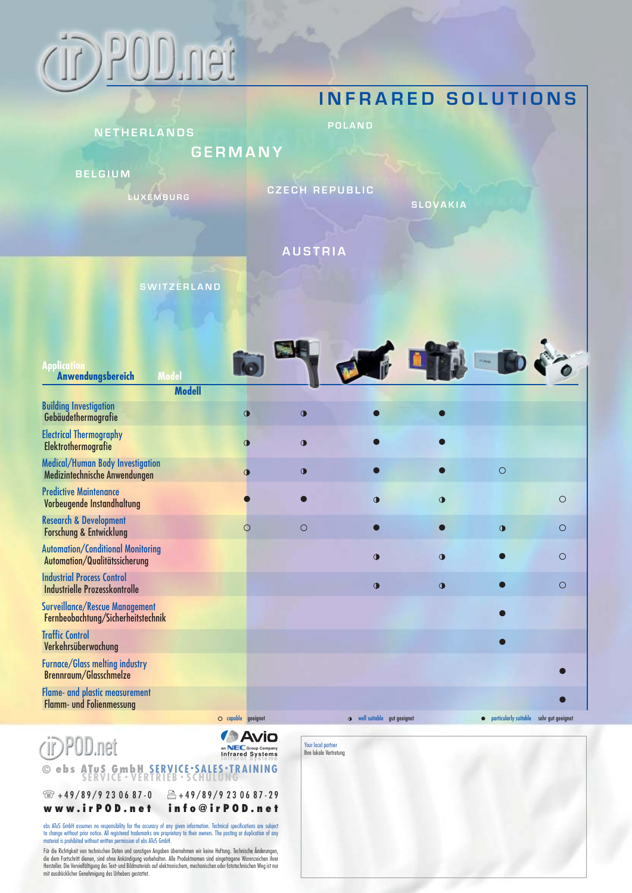# irPOD.net

## INFRARED SOLUTIONS

NETHERLANDS

POLAND

GERMANY

BELGIUM

LUXEMBURG

CZECH REPUBLIC

SLOVAKIA

AUSTRIA

SWITZERLAND

| Application / Anwendungsbereich — Model / Modell | 1 | 2 | 3 | 4 | 5 | 6 |
|---|---|---|---|---|---|---|
| Building Investigation / Gebäudethermografie | ◑ | ◑ | ● | ● | | |
| Electrical Thermography / Elektrothermografie | ◑ | ◑ | ● | ● | | |
| Medical/Human Body Investigation / Medizintechnische Anwendungen | ◑ | ◑ | ● | ● | ○ | |
| Predictive Maintenance / Vorbeugende Instandhaltung | ● | ● | ◑ | ◑ | | ○ |
| Research & Development / Forschung & Entwicklung | ○ | ○ | ● | ● | ◑ | ○ |
| Automation/Conditional Monitoring / Automation/Qualitätssicherung | | | ◑ | ◑ | ● | ○ |
| Industrial Process Control / Industrielle Prozesskontrolle | | | ◑ | ◑ | ● | ○ |
| Surveillance/Rescue Management / Fernbeobachtung/Sicherheitstechnik | | | | | ● | |
| Traffic Control / Verkehrsüberwachung | | | | | ● | |
| Furnace/Glass melting industry / Brennraum/Glasschmelze | | | | | | ● |
| Flame- and plastic measurement / Flamm- und Folienmessung | | | | | | ● |

○ capable geeignet ◑ well suitable gut geeignet ● particularly suitable sehr gut geeignet

irPOD.net

Avio — an NEC Group Company — Infrared Systems

© ebs ATuS GmbH SERVICE·SALES·TRAINING
SERVICE · VERTRIEB · SCHULUNG

☎ +49/89/9 23 06 87-0 ℻ +49/89/9 23 06 87-29

www.irPOD.net info@irPOD.net

ebs ATuS GmbH assumes no responsibility for the accuracy of any given information. Technical specifications are subject to change without prior notice. All registered trademarks are proprietary to their owners. The posting or duplication of any material is prohibited without written permission of ebs ATuS GmbH.

Für die Richtigkeit von technischen Daten und sonstigen Angaben übernehmen wir keine Haftung. Technische Änderungen, die dem Fortschritt dienen, sind ohne Ankündigung vorbehalten. Alle Produktnamen sind eingetragene Warenzeichen ihrer Hersteller. Die Vervielfältigung des Text- und Bildmaterials auf elektronischem, mechanischem oder fototechnischem Weg ist nur mit ausdrücklicher Genehmigung des Urhebers gestattet.

Your local partner
Ihre lokale Vertretung